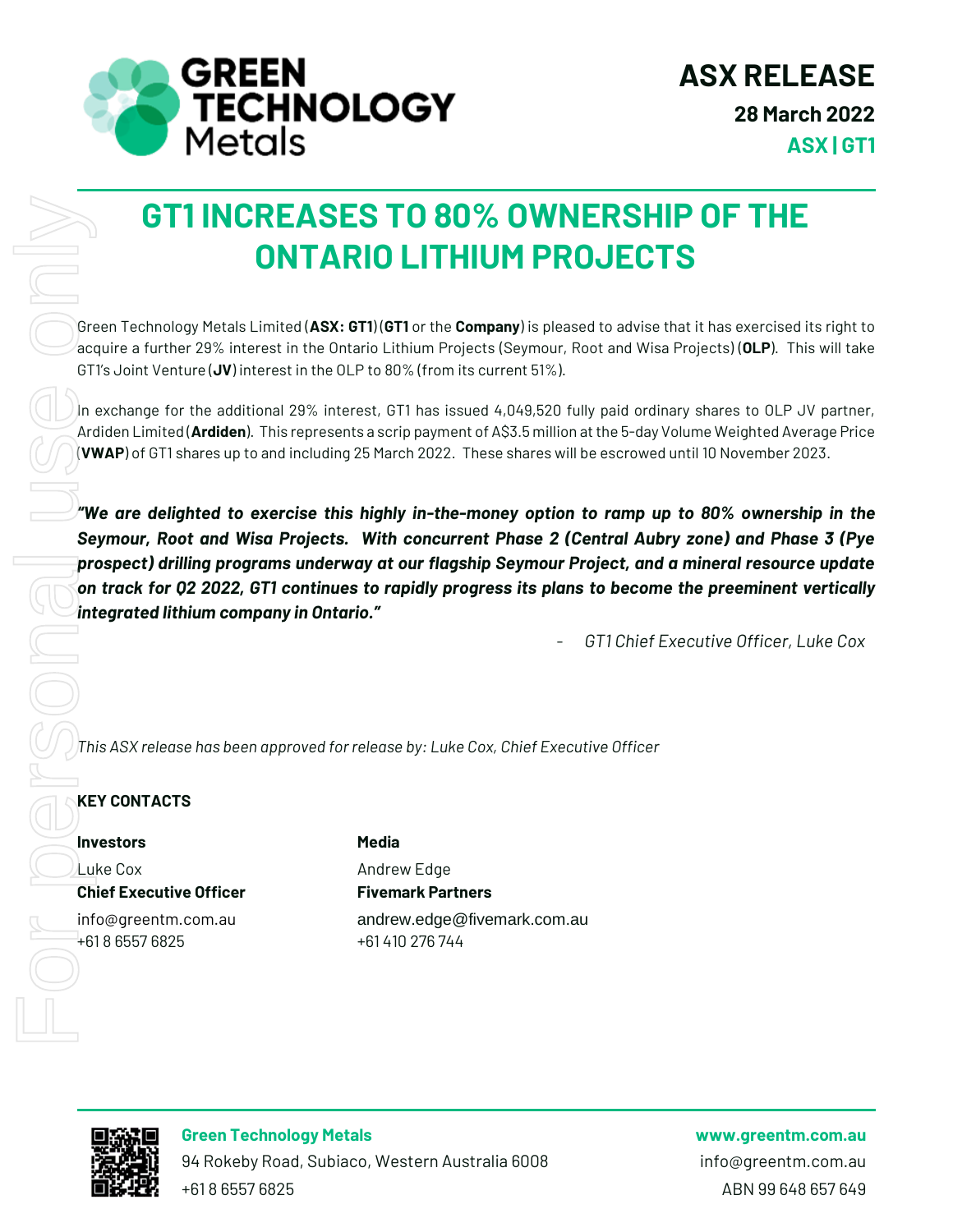**ASX RELEASE**

**28 March 2022**

**ASX | GT1**

# GT1 INCREASES TO 80% OWNERSHIP OF THE ONTARIO LITHIUM PROJECTS

Green Technology Metals Limited (**ASX: GT1**) (**GT1** or the **Company**) is pleased to advise that it has exercised its right to acquire a further 29% interest in the Ontario Lithium Projects (Seymour, Root and Wisa Projects) (**OLP**). This will take GT1's Joint Venture (**JV**) interest in the OLP to 80% (from its current 51%).

In exchange for the additional 29% interest, GT1 has issued 4,049,520 fully paid ordinary shares to OLP JV partner, Ardiden Limited (**Ardiden**). This represents a scrip payment of A$3.5 million at the 5-day Volume Weighted Average Price (**VWAP**) of GT1 shares up to and including 25 March 2022. These shares will be escrowed until 10 November 2023.

***"We are delighted to exercise this highly in-the-money option to ramp up to 80% ownership in the Seymour, Root and Wisa Projects. With concurrent Phase 2 (Central Aubry zone) and Phase 3 (Pye prospect) drilling programs underway at our flagship Seymour Project, and a mineral resource update on track for Q2 2022, GT1 continues to rapidly progress its plans to become the preeminent vertically integrated lithium company in Ontario."***

\- *GT1 Chief Executive Officer, Luke Cox*

*This ASX release has been approved for release by: Luke Cox, Chief Executive Officer*

**KEY CONTACTS**

**Investors**
Luke Cox
**Chief Executive Officer**
info@greentm.com.au
+61 8 6557 6825

**Media**
Andrew Edge
**Fivemark Partners**
andrew.edge@fivemark.com.au
+61 410 276 744

**Green Technology Metals**
94 Rokeby Road, Subiaco, Western Australia 6008
+61 8 6557 6825

**www.greentm.com.au**
info@greentm.com.au
ABN 99 648 657 649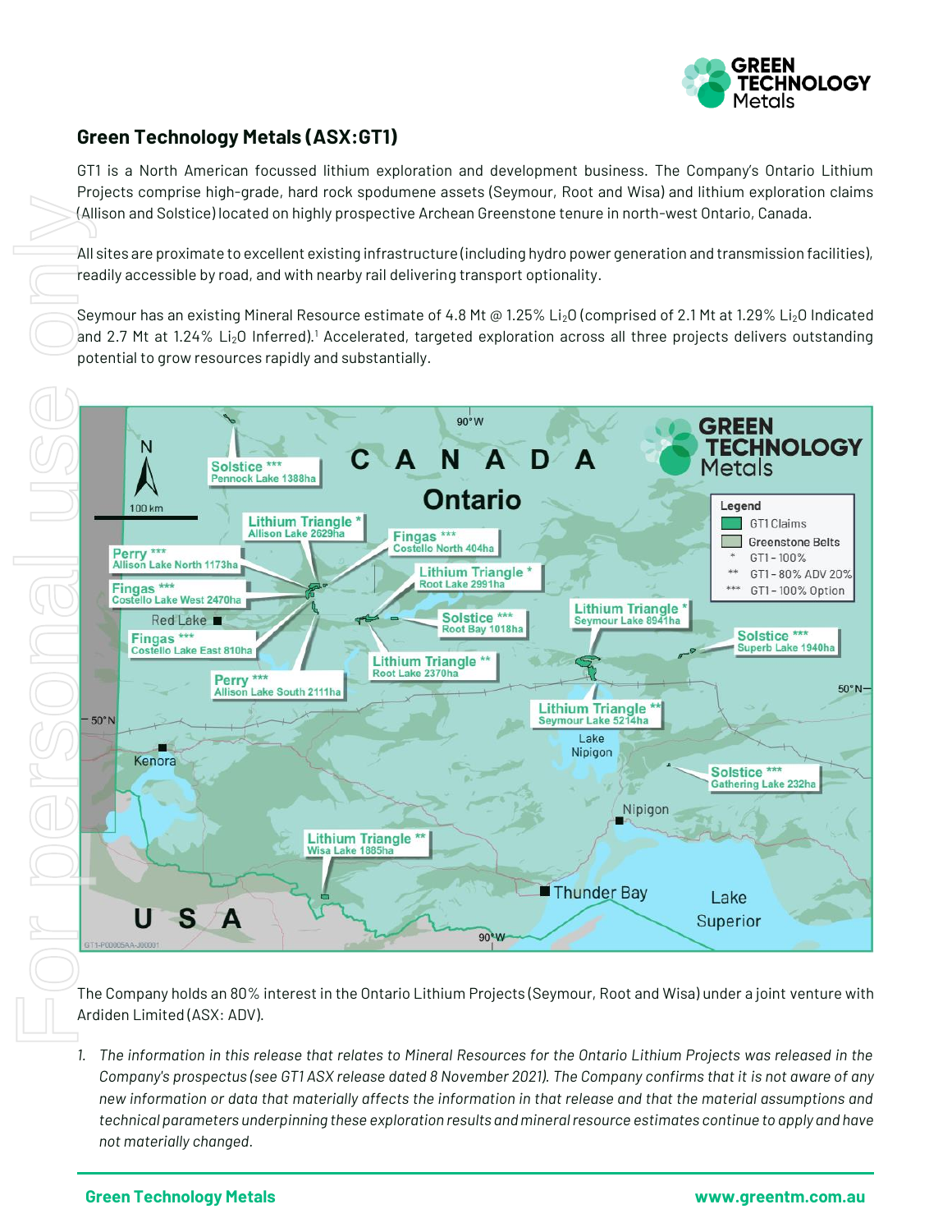## Green Technology Metals (ASX:GT1)

GT1 is a North American focussed lithium exploration and development business. The Company's Ontario Lithium Projects comprise high-grade, hard rock spodumene assets (Seymour, Root and Wisa) and lithium exploration claims (Allison and Solstice) located on highly prospective Archean Greenstone tenure in north-west Ontario, Canada.

All sites are proximate to excellent existing infrastructure (including hydro power generation and transmission facilities), readily accessible by road, and with nearby rail delivering transport optionality.

Seymour has an existing Mineral Resource estimate of 4.8 Mt @ 1.25% $Li_2O$ (comprised of 2.1 Mt at 1.29% $Li_2O$ Indicated and 2.7 Mt at 1.24% $Li_2O$ Inferred).[1] Accelerated, targeted exploration across all three projects delivers outstanding potential to grow resources rapidly and substantially.

The Company holds an 80% interest in the Ontario Lithium Projects (Seymour, Root and Wisa) under a joint venture with Ardiden Limited (ASX: ADV).

1. *The information in this release that relates to Mineral Resources for the Ontario Lithium Projects was released in the Company's prospectus (see GT1 ASX release dated 8 November 2021). The Company confirms that it is not aware of any new information or data that materially affects the information in that release and that the material assumptions and technical parameters underpinning these exploration results and mineral resource estimates continue to apply and have not materially changed.*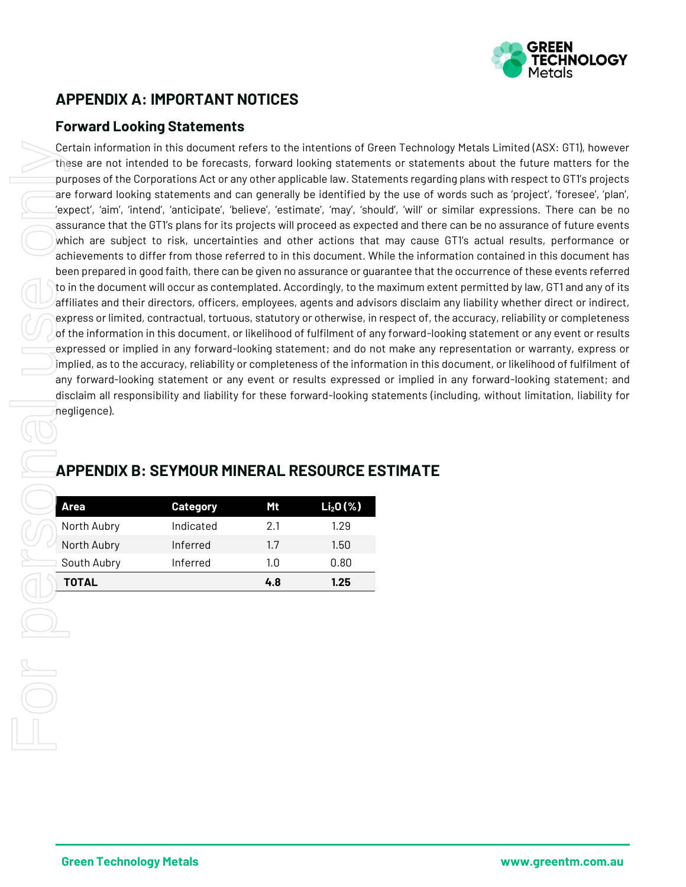## APPENDIX A: IMPORTANT NOTICES

### Forward Looking Statements

Certain information in this document refers to the intentions of Green Technology Metals Limited (ASX: GT1), however these are not intended to be forecasts, forward looking statements or statements about the future matters for the purposes of the Corporations Act or any other applicable law. Statements regarding plans with respect to GT1's projects are forward looking statements and can generally be identified by the use of words such as 'project', 'foresee', 'plan', 'expect', 'aim', 'intend', 'anticipate', 'believe', 'estimate', 'may', 'should', 'will' or similar expressions. There can be no assurance that the GT1's plans for its projects will proceed as expected and there can be no assurance of future events which are subject to risk, uncertainties and other actions that may cause GT1's actual results, performance or achievements to differ from those referred to in this document. While the information contained in this document has been prepared in good faith, there can be given no assurance or guarantee that the occurrence of these events referred to in the document will occur as contemplated. Accordingly, to the maximum extent permitted by law, GT1 and any of its affiliates and their directors, officers, employees, agents and advisors disclaim any liability whether direct or indirect, express or limited, contractual, tortuous, statutory or otherwise, in respect of, the accuracy, reliability or completeness of the information in this document, or likelihood of fulfilment of any forward-looking statement or any event or results expressed or implied in any forward-looking statement; and do not make any representation or warranty, express or implied, as to the accuracy, reliability or completeness of the information in this document, or likelihood of fulfilment of any forward-looking statement or any event or results expressed or implied in any forward-looking statement; and disclaim all responsibility and liability for these forward-looking statements (including, without limitation, liability for negligence).

## APPENDIX B: SEYMOUR MINERAL RESOURCE ESTIMATE

| Area | Category | Mt | $Li_2O$ (%) |
|---|---|---|---|
| North Aubry | Indicated | 2.1 | 1.29 |
| North Aubry | Inferred | 1.7 | 1.50 |
| South Aubry | Inferred | 1.0 | 0.80 |
| **TOTAL** | | **4.8** | **1.25** |